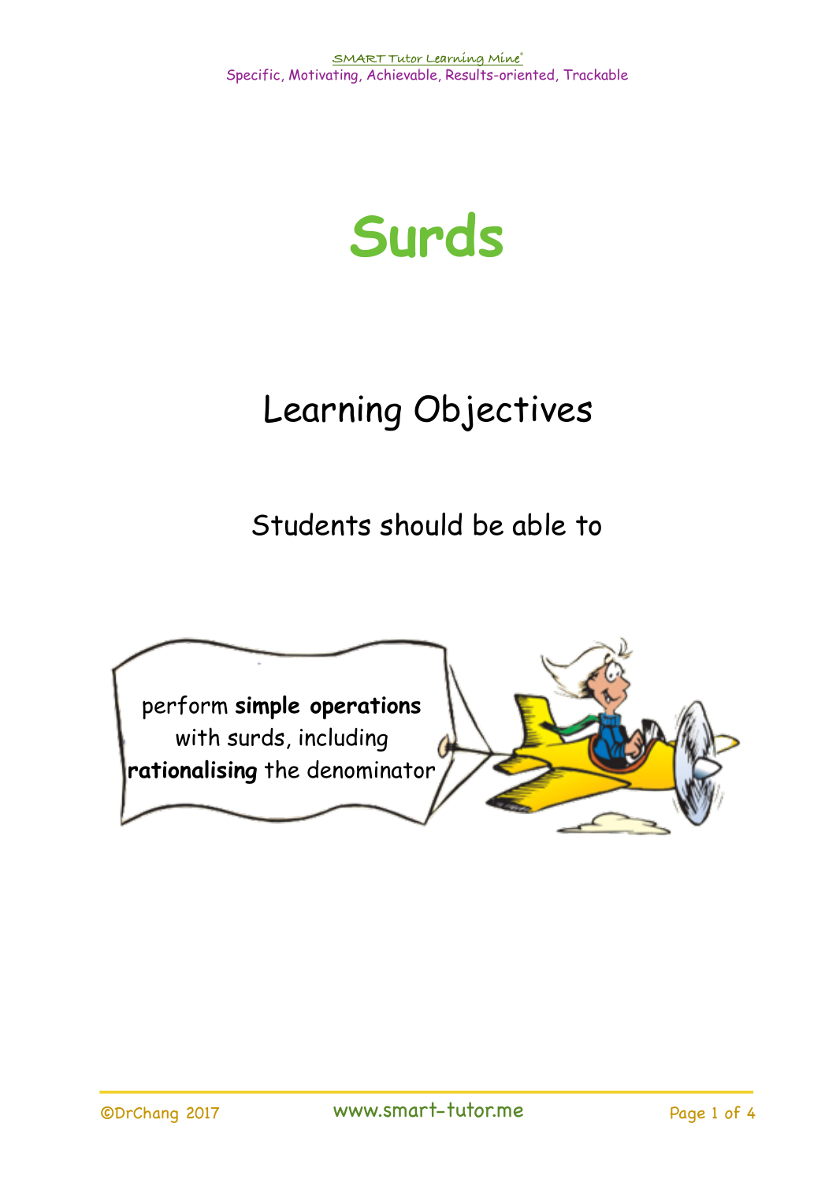# Surds

## Learning Objectives

Students should be able to

perform **simple operations** with surds, including **rationalising** the denominator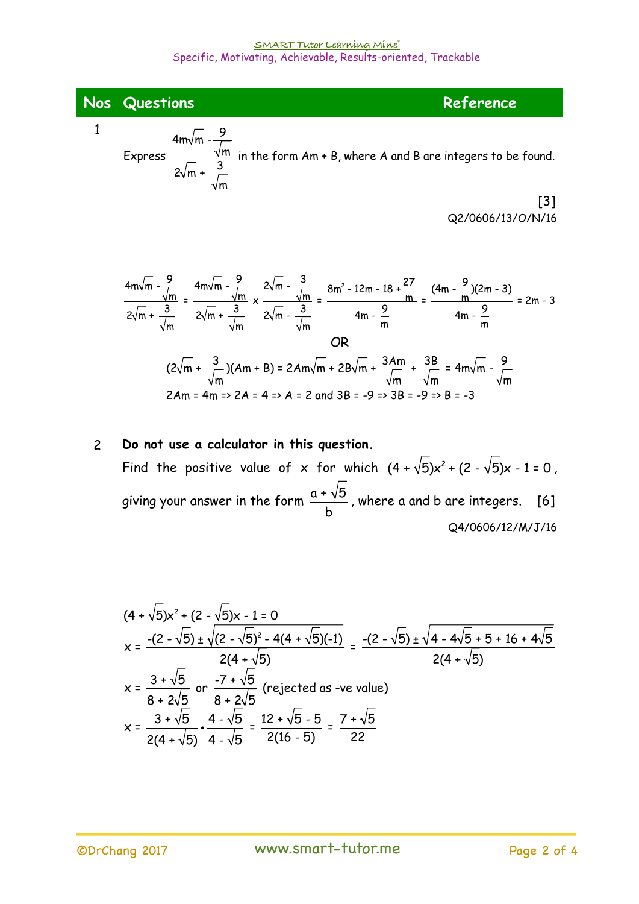| Nos | Questions | Reference |
|---|---|---|

**1**

Express $\dfrac{4m\sqrt{m} - \dfrac{9}{\sqrt{m}}}{2\sqrt{m} + \dfrac{3}{\sqrt{m}}}$ in the form $Am + B$, where A and B are integers to be found.

[3]

Q2/0606/13/O/N/16

$$\frac{4m\sqrt{m} - \frac{9}{\sqrt{m}}}{2\sqrt{m} + \frac{3}{\sqrt{m}}} = \frac{4m\sqrt{m} - \frac{9}{\sqrt{m}}}{2\sqrt{m} + \frac{3}{\sqrt{m}}} \times \frac{2\sqrt{m} - \frac{3}{\sqrt{m}}}{2\sqrt{m} - \frac{3}{\sqrt{m}}} = \frac{8m^2 - 12m - 18 + \frac{27}{m}}{4m - \frac{9}{m}} = \frac{(4m - \frac{9}{m})(2m - 3)}{4m - \frac{9}{m}} = 2m - 3$$

OR

$$(2\sqrt{m} + \frac{3}{\sqrt{m}})(Am + B) = 2Am\sqrt{m} + 2B\sqrt{m} + \frac{3Am}{\sqrt{m}} + \frac{3B}{\sqrt{m}} = 4m\sqrt{m} - \frac{9}{\sqrt{m}}$$

$2Am = 4m \Rightarrow 2A = 4 \Rightarrow A = 2$ and $3B = -9 \Rightarrow 3B = -9 \Rightarrow B = -3$

**2**

**Do not use a calculator in this question.**

Find the positive value of $x$ for which $(4 + \sqrt{5})x^2 + (2 - \sqrt{5})x - 1 = 0$, giving your answer in the form $\dfrac{a + \sqrt{5}}{b}$, where a and b are integers. [6]

Q4/0606/12/M/J/16

$$(4 + \sqrt{5})x^2 + (2 - \sqrt{5})x - 1 = 0$$

$$x = \frac{-(2 - \sqrt{5}) \pm \sqrt{(2 - \sqrt{5})^2 - 4(4 + \sqrt{5})(-1)}}{2(4 + \sqrt{5})} = \frac{-(2 - \sqrt{5}) \pm \sqrt{4 - 4\sqrt{5} + 5 + 16 + 4\sqrt{5}}}{2(4 + \sqrt{5})}$$

$$x = \frac{3 + \sqrt{5}}{8 + 2\sqrt{5}} \text{ or } \frac{-7 + \sqrt{5}}{8 + 2\sqrt{5}} \text{ (rejected as -ve value)}$$

$$x = \frac{3 + \sqrt{5}}{2(4 + \sqrt{5})} \cdot \frac{4 - \sqrt{5}}{4 - \sqrt{5}} = \frac{12 + \sqrt{5} - 5}{2(16 - 5)} = \frac{7 + \sqrt{5}}{22}$$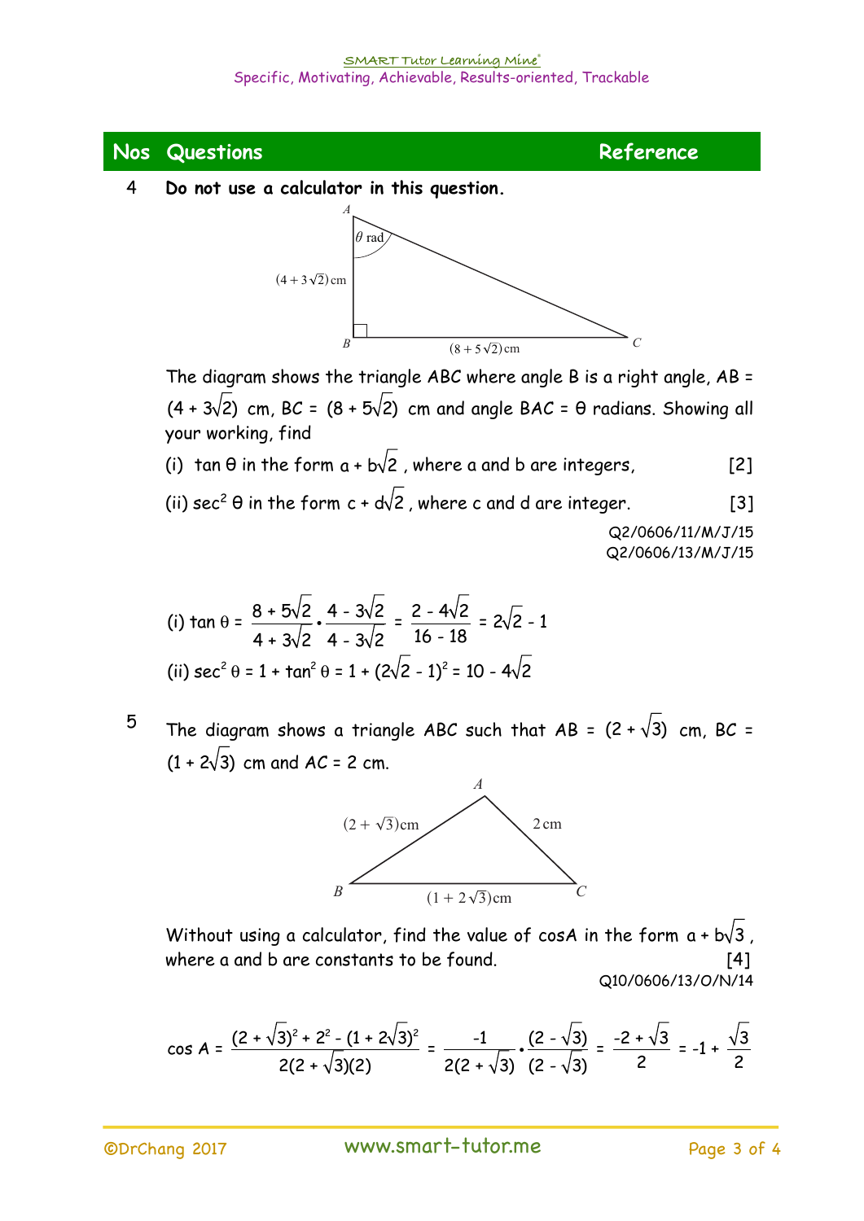| Nos | Questions | Reference |
|---|---|---|

4 **Do not use a calculator in this question.**

The diagram shows the triangle ABC where angle B is a right angle, AB = $(4 + 3\sqrt{2})$ cm, BC = $(8 + 5\sqrt{2})$ cm and angle BAC = θ radians. Showing all your working, find

(i) $\tan\theta$ in the form $a + b\sqrt{2}$, where a and b are integers, [2]

(ii) $\sec^2\theta$ in the form $c + d\sqrt{2}$, where c and d are integer. [3]

Q2/0606/11/M/J/15
Q2/0606/13/M/J/15

(i) $\tan\theta = \dfrac{8 + 5\sqrt{2}}{4 + 3\sqrt{2}} \cdot \dfrac{4 - 3\sqrt{2}}{4 - 3\sqrt{2}} = \dfrac{2 - 4\sqrt{2}}{16 - 18} = 2\sqrt{2} - 1$

(ii) $\sec^2\theta = 1 + \tan^2\theta = 1 + (2\sqrt{2} - 1)^2 = 10 - 4\sqrt{2}$

5 The diagram shows a triangle ABC such that AB = $(2 + \sqrt{3})$ cm, BC = $(1 + 2\sqrt{3})$ cm and AC = 2 cm.

Without using a calculator, find the value of cosA in the form $a + b\sqrt{3}$, where a and b are constants to be found. [4]

Q10/0606/13/O/N/14

$$\cos A = \frac{(2 + \sqrt{3})^2 + 2^2 - (1 + 2\sqrt{3})^2}{2(2 + \sqrt{3})(2)} = \frac{-1}{2(2 + \sqrt{3})} \cdot \frac{(2 - \sqrt{3})}{(2 - \sqrt{3})} = \frac{-2 + \sqrt{3}}{2} = -1 + \frac{\sqrt{3}}{2}$$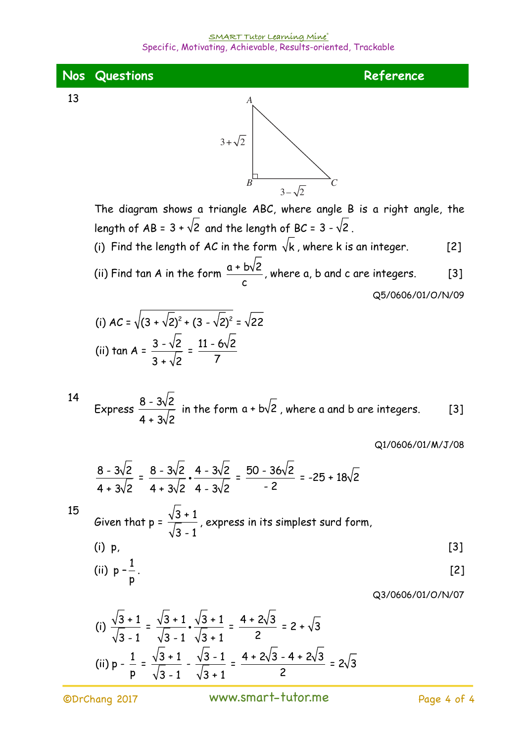| Nos | Questions | Reference |
|---|---|---|

13

A

$3+\sqrt{2}$

B

C

$3-\sqrt{2}$

The diagram shows a triangle ABC, where angle B is a right angle, the length of AB = $3+\sqrt{2}$ and the length of BC = $3-\sqrt{2}$.

(i) Find the length of AC in the form $\sqrt{k}$, where k is an integer. [2]

(ii) Find tan A in the form $\frac{a+b\sqrt{2}}{c}$, where a, b and c are integers. [3]

Q5/0606/01/O/N/09

(i) $AC = \sqrt{(3+\sqrt{2})^2 + (3-\sqrt{2})^2} = \sqrt{22}$

(ii) $\tan A = \frac{3-\sqrt{2}}{3+\sqrt{2}} = \frac{11-6\sqrt{2}}{7}$

14

Express $\frac{8-3\sqrt{2}}{4+3\sqrt{2}}$ in the form $a+b\sqrt{2}$, where a and b are integers. [3]

Q1/0606/01/M/J/08

$$\frac{8-3\sqrt{2}}{4+3\sqrt{2}} = \frac{8-3\sqrt{2}}{4+3\sqrt{2}} \cdot \frac{4-3\sqrt{2}}{4-3\sqrt{2}} = \frac{50-36\sqrt{2}}{-2} = -25+18\sqrt{2}$$

15

Given that $p = \frac{\sqrt{3}+1}{\sqrt{3}-1}$, express in its simplest surd form,

(i) p, [3]

(ii) $p - \frac{1}{p}$. [2]

Q3/0606/01/O/N/07

(i) $\frac{\sqrt{3}+1}{\sqrt{3}-1} = \frac{\sqrt{3}+1}{\sqrt{3}-1} \cdot \frac{\sqrt{3}+1}{\sqrt{3}+1} = \frac{4+2\sqrt{3}}{2} = 2+\sqrt{3}$

(ii) $p - \frac{1}{p} = \frac{\sqrt{3}+1}{\sqrt{3}-1} - \frac{\sqrt{3}-1}{\sqrt{3}+1} = \frac{4+2\sqrt{3}-4+2\sqrt{3}}{2} = 2\sqrt{3}$